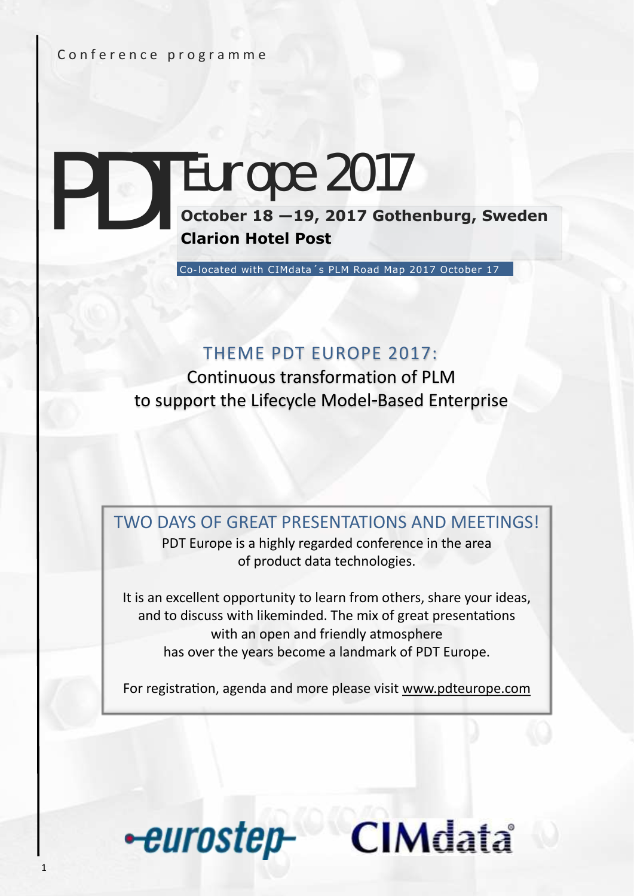Conference programme

# PDT Europe 2017

**October 18 —19, 2017 Gothenburg, Sweden**
**Clarion Hotel Post**

Co-located with CIMdata´s PLM Road Map 2017 October 17

## THEME PDT EUROPE 2017:

Continuous transformation of PLM
to support the Lifecycle Model-Based Enterprise

## TWO DAYS OF GREAT PRESENTATIONS AND MEETINGS!

PDT Europe is a highly regarded conference in the area of product data technologies.

It is an excellent opportunity to learn from others, share your ideas, and to discuss with likeminded. The mix of great presentations with an open and friendly atmosphere has over the years become a landmark of PDT Europe.

For registration, agenda and more please visit www.pdteurope.com

eurostep CIMdata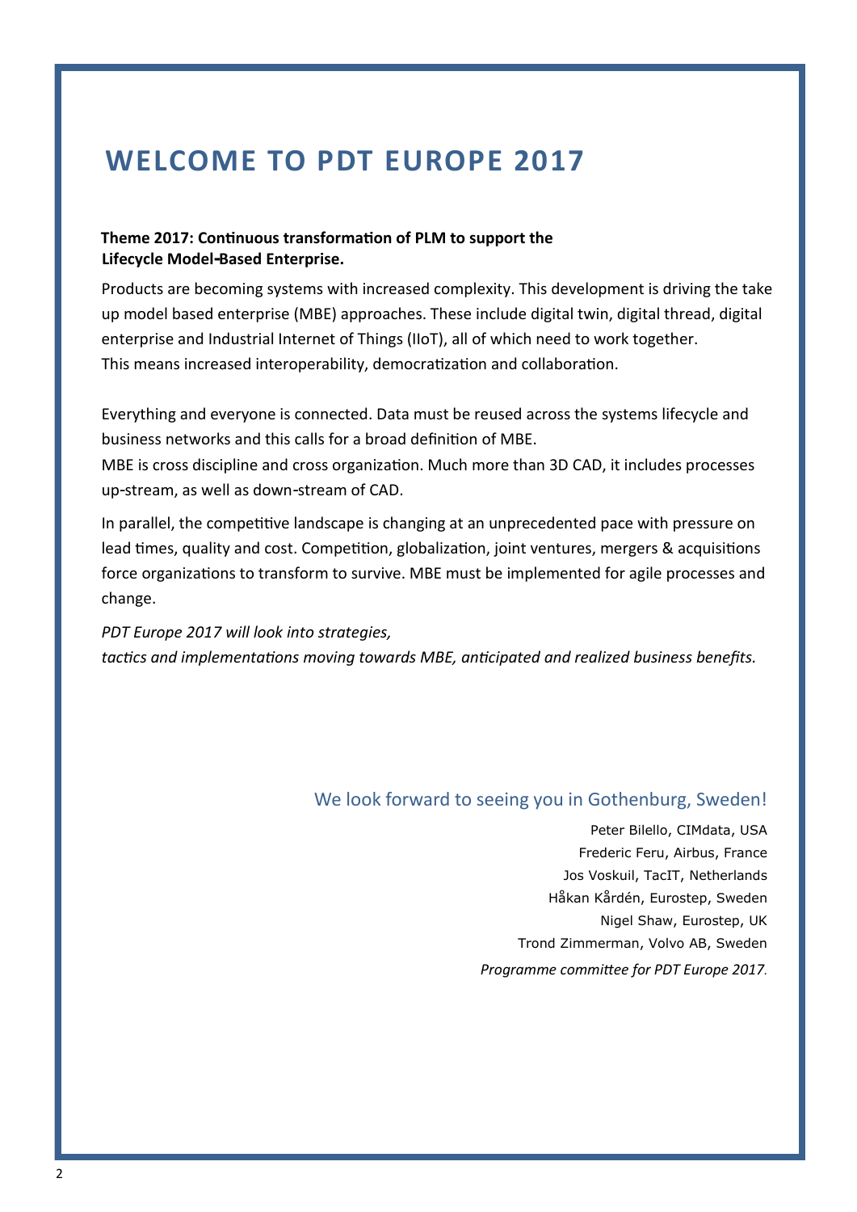# WELCOME TO PDT EUROPE 2017

**Theme 2017: Continuous transformation of PLM to support the Lifecycle Model-Based Enterprise.**

Products are becoming systems with increased complexity. This development is driving the take up model based enterprise (MBE) approaches. These include digital twin, digital thread, digital enterprise and Industrial Internet of Things (IIoT), all of which need to work together. This means increased interoperability, democratization and collaboration.

Everything and everyone is connected. Data must be reused across the systems lifecycle and business networks and this calls for a broad definition of MBE.
MBE is cross discipline and cross organization. Much more than 3D CAD, it includes processes up-stream, as well as down-stream of CAD.

In parallel, the competitive landscape is changing at an unprecedented pace with pressure on lead times, quality and cost. Competition, globalization, joint ventures, mergers & acquisitions force organizations to transform to survive. MBE must be implemented for agile processes and change.

*PDT Europe 2017 will look into strategies, tactics and implementations moving towards MBE, anticipated and realized business benefits.*

We look forward to seeing you in Gothenburg, Sweden!

Peter Bilello, CIMdata, USA
Frederic Feru, Airbus, France
Jos Voskuil, TacIT, Netherlands
Håkan Kårdén, Eurostep, Sweden
Nigel Shaw, Eurostep, UK
Trond Zimmerman, Volvo AB, Sweden
*Programme committee for PDT Europe 2017.*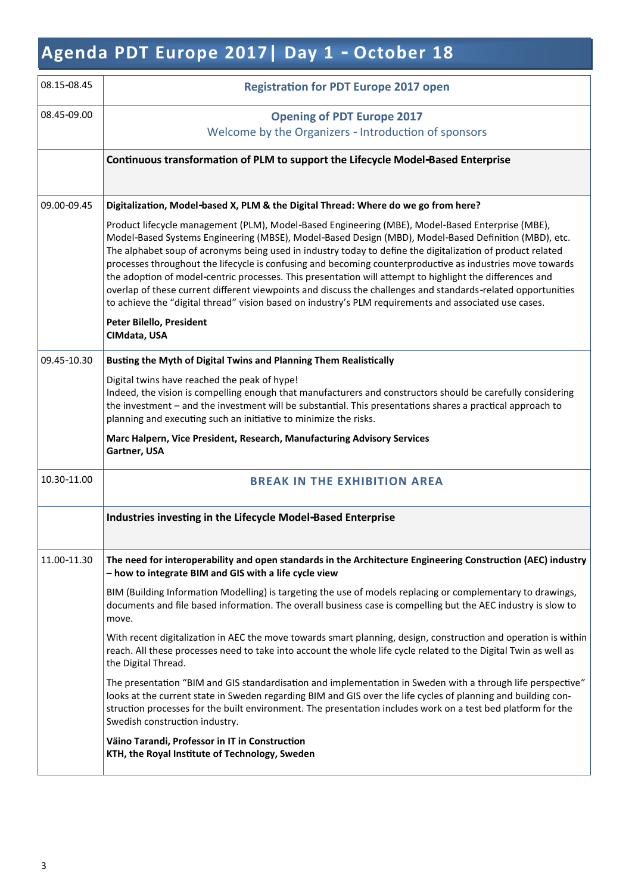# Agenda PDT Europe 2017| Day 1 - October 18

| | |
|---|---|
| 08.15-08.45 | **Registration for PDT Europe 2017 open** |
| 08.45-09.00 | **Opening of PDT Europe 2017**<br>Welcome by the Organizers - Introduction of sponsors |
| | **Continuous transformation of PLM to support the Lifecycle Model-Based Enterprise** |
| 09.00-09.45 | **Digitalization, Model-based X, PLM & the Digital Thread: Where do we go from here?**<br><br>Product lifecycle management (PLM), Model-Based Engineering (MBE), Model-Based Enterprise (MBE), Model-Based Systems Engineering (MBSE), Model-Based Design (MBD), Model-Based Definition (MBD), etc. The alphabet soup of acronyms being used in industry today to define the digitalization of product related processes throughout the lifecycle is confusing and becoming counterproductive as industries move towards the adoption of model-centric processes. This presentation will attempt to highlight the differences and overlap of these current different viewpoints and discuss the challenges and standards-related opportunities to achieve the "digital thread" vision based on industry's PLM requirements and associated use cases.<br><br>**Peter Bilello, President**<br>**CIMdata, USA** |
| 09.45-10.30 | **Busting the Myth of Digital Twins and Planning Them Realistically**<br><br>Digital twins have reached the peak of hype!<br>Indeed, the vision is compelling enough that manufacturers and constructors should be carefully considering the investment – and the investment will be substantial. This presentations shares a practical approach to planning and executing such an initiative to minimize the risks.<br><br>**Marc Halpern, Vice President, Research, Manufacturing Advisory Services**<br>**Gartner, USA** |
| 10.30-11.00 | **BREAK IN THE EXHIBITION AREA** |
| | **Industries investing in the Lifecycle Model-Based Enterprise** |
| 11.00-11.30 | **The need for interoperability and open standards in the Architecture Engineering Construction (AEC) industry – how to integrate BIM and GIS with a life cycle view**<br><br>BIM (Building Information Modelling) is targeting the use of models replacing or complementary to drawings, documents and file based information. The overall business case is compelling but the AEC industry is slow to move.<br><br>With recent digitalization in AEC the move towards smart planning, design, construction and operation is within reach. All these processes need to take into account the whole life cycle related to the Digital Twin as well as the Digital Thread.<br><br>The presentation "BIM and GIS standardisation and implementation in Sweden with a through life perspective" looks at the current state in Sweden regarding BIM and GIS over the life cycles of planning and building construction processes for the built environment. The presentation includes work on a test bed platform for the Swedish construction industry.<br><br>**Väino Tarandi, Professor in IT in Construction**<br>**KTH, the Royal Institute of Technology, Sweden** |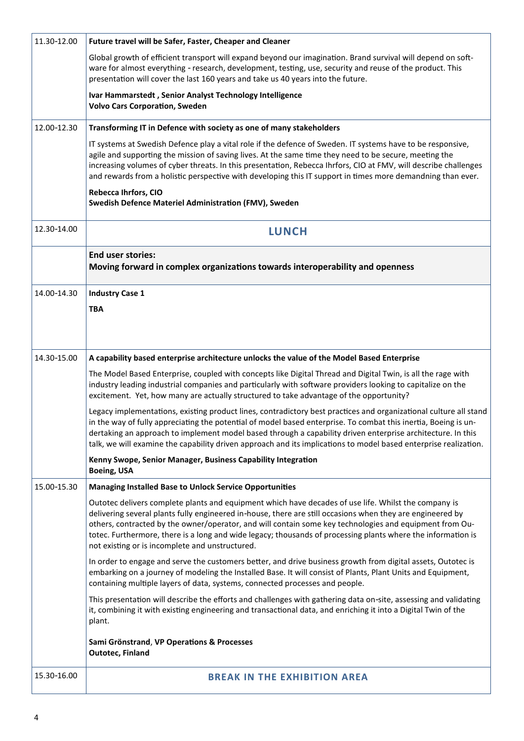| | |
|---|---|
| 11.30-12.00 | **Future travel will be Safer, Faster, Cheaper and Cleaner**<br><br>Global growth of efficient transport will expand beyond our imagination. Brand survival will depend on software for almost everything - research, development, testing, use, security and reuse of the product. This presentation will cover the last 160 years and take us 40 years into the future.<br><br>**Ivar Hammarstedt , Senior Analyst Technology Intelligence**<br>**Volvo Cars Corporation, Sweden** |
| 12.00-12.30 | **Transforming IT in Defence with society as one of many stakeholders**<br><br>IT systems at Swedish Defence play a vital role if the defence of Sweden. IT systems have to be responsive, agile and supporting the mission of saving lives. At the same time they need to be secure, meeting the increasing volumes of cyber threats. In this presentation, Rebecca Ihrfors, CIO at FMV, will describe challenges and rewards from a holistic perspective with developing this IT support in times more demandning than ever.<br><br>**Rebecca Ihrfors, CIO**<br>**Swedish Defence Materiel Administration (FMV), Sweden** |
| 12.30-14.00 | **LUNCH** |
| | **End user stories:**<br>**Moving forward in complex organizations towards interoperability and openness** |
| 14.00-14.30 | **Industry Case 1**<br><br>**TBA** |
| 14.30-15.00 | **A capability based enterprise architecture unlocks the value of the Model Based Enterprise**<br><br>The Model Based Enterprise, coupled with concepts like Digital Thread and Digital Twin, is all the rage with industry leading industrial companies and particularly with software providers looking to capitalize on the excitement. Yet, how many are actually structured to take advantage of the opportunity?<br><br>Legacy implementations, existing product lines, contradictory best practices and organizational culture all stand in the way of fully appreciating the potential of model based enterprise. To combat this inertia, Boeing is undertaking an approach to implement model based through a capability driven enterprise architecture. In this talk, we will examine the capability driven approach and its implications to model based enterprise realization.<br><br>**Kenny Swope, Senior Manager, Business Capability Integration**<br>**Boeing, USA** |
| 15.00-15.30 | **Managing Installed Base to Unlock Service Opportunities**<br><br>Outotec delivers complete plants and equipment which have decades of use life. Whilst the company is delivering several plants fully engineered in-house, there are still occasions when they are engineered by others, contracted by the owner/operator, and will contain some key technologies and equipment from Outotec. Furthermore, there is a long and wide legacy; thousands of processing plants where the information is not existing or is incomplete and unstructured.<br><br>In order to engage and serve the customers better, and drive business growth from digital assets, Outotec is embarking on a journey of modeling the Installed Base. It will consist of Plants, Plant Units and Equipment, containing multiple layers of data, systems, connected processes and people.<br><br>This presentation will describe the efforts and challenges with gathering data on-site, assessing and validating it, combining it with existing engineering and transactional data, and enriching it into a Digital Twin of the plant.<br><br>**Sami Grönstrand**, **VP Operations & Processes**<br>**Outotec, Finland** |
| 15.30-16.00 | **BREAK IN THE EXHIBITION AREA** |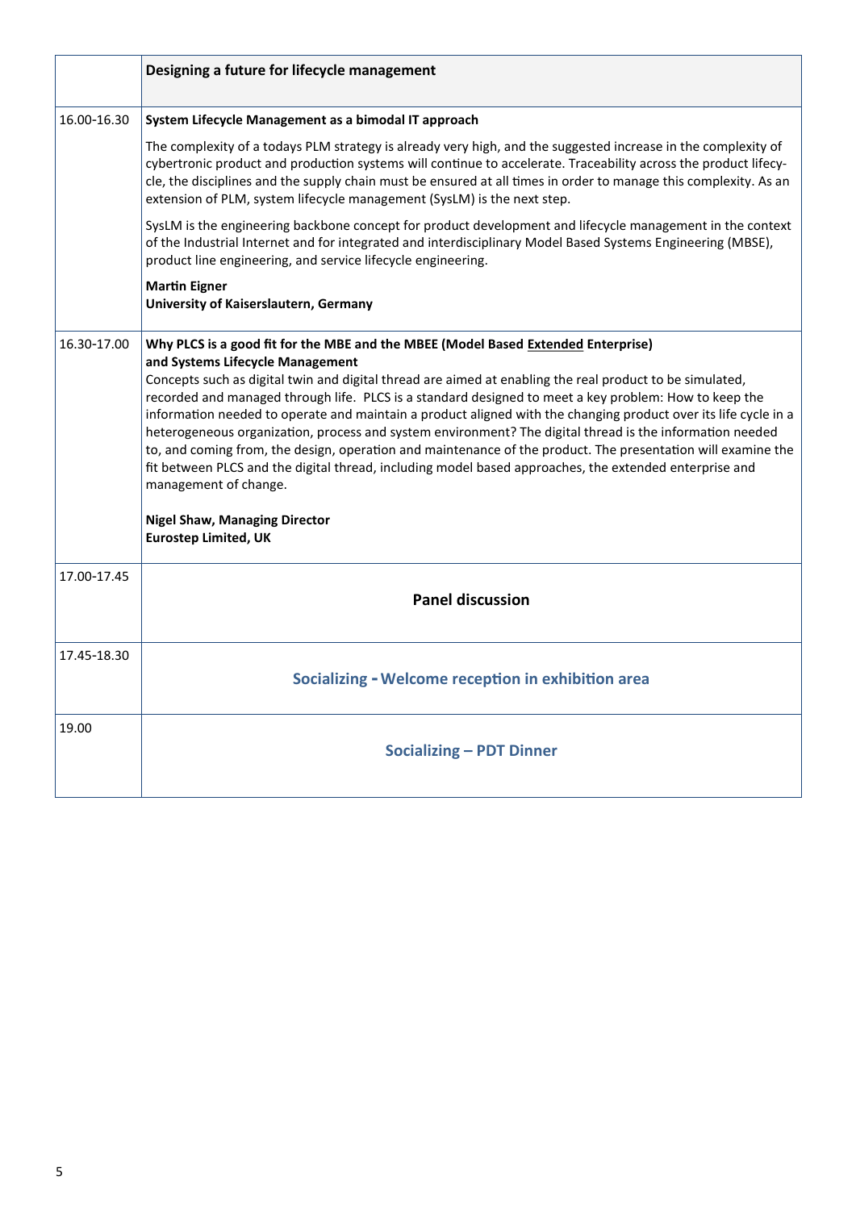| | Designing a future for lifecycle management |
|---|---|
| 16.00-16.30 | **System Lifecycle Management as a bimodal IT approach**<br><br>The complexity of a todays PLM strategy is already very high, and the suggested increase in the complexity of cybertronic product and production systems will continue to accelerate. Traceability across the product lifecycle, the disciplines and the supply chain must be ensured at all times in order to manage this complexity. As an extension of PLM, system lifecycle management (SysLM) is the next step.<br><br>SysLM is the engineering backbone concept for product development and lifecycle management in the context of the Industrial Internet and for integrated and interdisciplinary Model Based Systems Engineering (MBSE), product line engineering, and service lifecycle engineering.<br><br>**Martin Eigner**<br>**University of Kaiserslautern, Germany** |
| 16.30-17.00 | **Why PLCS is a good fit for the MBE and the MBEE (Model Based Extended Enterprise) and Systems Lifecycle Management**<br>Concepts such as digital twin and digital thread are aimed at enabling the real product to be simulated, recorded and managed through life. PLCS is a standard designed to meet a key problem: How to keep the information needed to operate and maintain a product aligned with the changing product over its life cycle in a heterogeneous organization, process and system environment? The digital thread is the information needed to, and coming from, the design, operation and maintenance of the product. The presentation will examine the fit between PLCS and the digital thread, including model based approaches, the extended enterprise and management of change.<br><br>**Nigel Shaw, Managing Director**<br>**Eurostep Limited, UK** |
| 17.00-17.45 | **Panel discussion** |
| 17.45-18.30 | **Socializing - Welcome reception in exhibition area** |
| 19.00 | **Socializing – PDT Dinner** |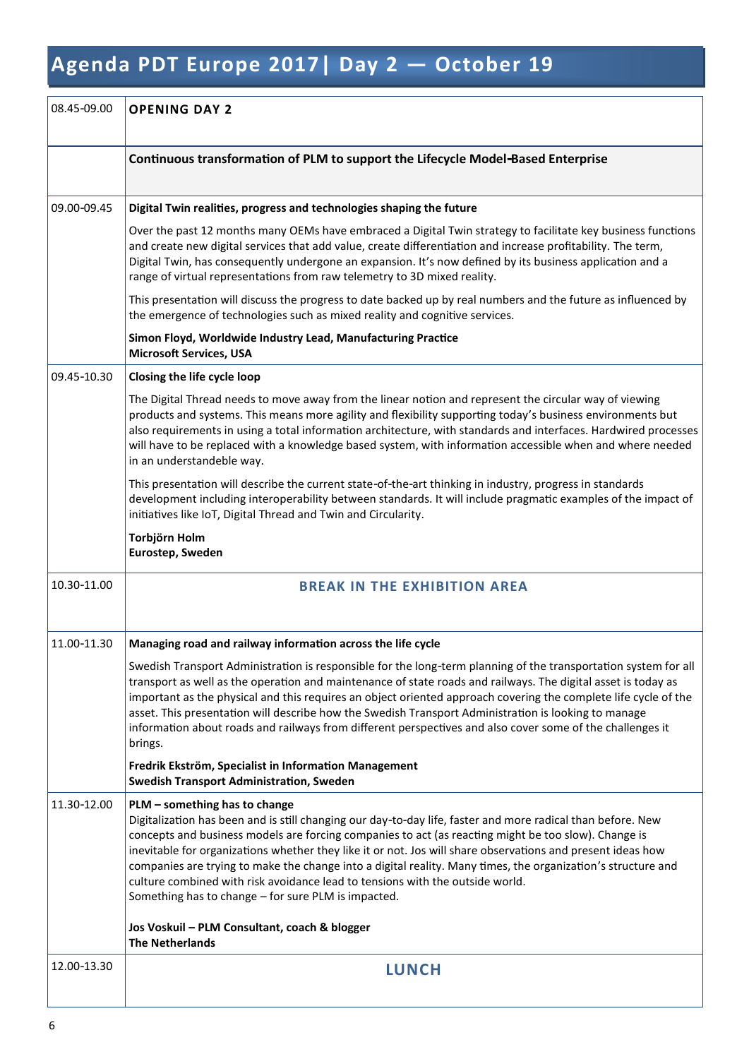# Agenda PDT Europe 2017| Day 2 — October 19

| Time | Session |
|---|---|
| 08.45-09.00 | **OPENING DAY 2** |
| | **Continuous transformation of PLM to support the Lifecycle Model-Based Enterprise** |
| 09.00-09.45 | **Digital Twin realities, progress and technologies shaping the future**<br><br>Over the past 12 months many OEMs have embraced a Digital Twin strategy to facilitate key business functions and create new digital services that add value, create differentiation and increase profitability. The term, Digital Twin, has consequently undergone an expansion. It's now defined by its business application and a range of virtual representations from raw telemetry to 3D mixed reality.<br><br>This presentation will discuss the progress to date backed up by real numbers and the future as influenced by the emergence of technologies such as mixed reality and cognitive services.<br><br>**Simon Floyd, Worldwide Industry Lead, Manufacturing Practice**<br>**Microsoft Services, USA** |
| 09.45-10.30 | **Closing the life cycle loop**<br><br>The Digital Thread needs to move away from the linear notion and represent the circular way of viewing products and systems. This means more agility and flexibility supporting today's business environments but also requirements in using a total information architecture, with standards and interfaces. Hardwired processes will have to be replaced with a knowledge based system, with information accessible when and where needed in an understandeble way.<br><br>This presentation will describe the current state-of-the-art thinking in industry, progress in standards development including interoperability between standards. It will include pragmatic examples of the impact of initiatives like IoT, Digital Thread and Twin and Circularity.<br><br>**Torbjörn Holm**<br>**Eurostep, Sweden** |
| 10.30-11.00 | **BREAK IN THE EXHIBITION AREA** |
| 11.00-11.30 | **Managing road and railway information across the life cycle**<br><br>Swedish Transport Administration is responsible for the long-term planning of the transportation system for all transport as well as the operation and maintenance of state roads and railways. The digital asset is today as important as the physical and this requires an object oriented approach covering the complete life cycle of the asset. This presentation will describe how the Swedish Transport Administration is looking to manage information about roads and railways from different perspectives and also cover some of the challenges it brings.<br><br>**Fredrik Ekström, Specialist in Information Management**<br>**Swedish Transport Administration, Sweden** |
| 11.30-12.00 | **PLM – something has to change**<br>Digitalization has been and is still changing our day-to-day life, faster and more radical than before. New concepts and business models are forcing companies to act (as reacting might be too slow). Change is inevitable for organizations whether they like it or not. Jos will share observations and present ideas how companies are trying to make the change into a digital reality. Many times, the organization's structure and culture combined with risk avoidance lead to tensions with the outside world.<br>Something has to change – for sure PLM is impacted.<br><br>**Jos Voskuil – PLM Consultant, coach & blogger**<br>**The Netherlands** |
| 12.00-13.30 | **LUNCH** |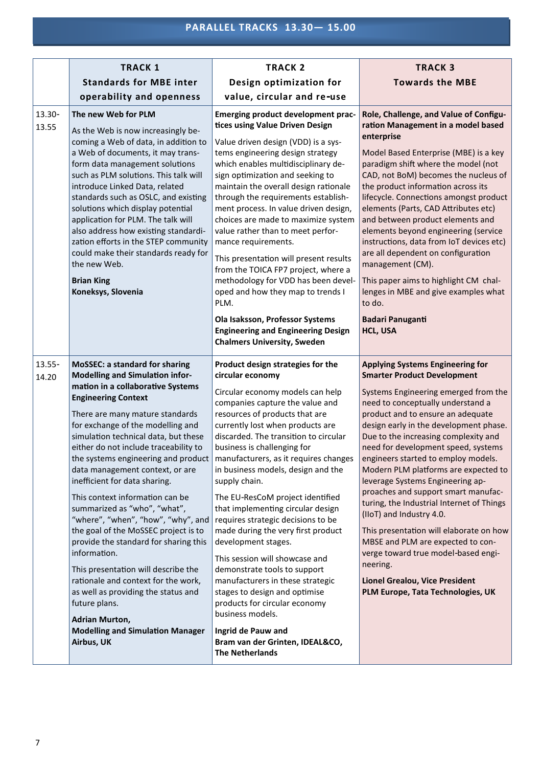## PARALLEL TRACKS 13.30— 15.00

| | TRACK 1<br>Standards for MBE inter operability and openness | TRACK 2<br>Design optimization for value, circular and re-use | TRACK 3<br>Towards the MBE |
|---|---|---|---|
| 13.30-13.55 | **The new Web for PLM**<br><br>As the Web is now increasingly becoming a Web of data, in addition to a Web of documents, it may transform data management solutions such as PLM solutions. This talk will introduce Linked Data, related standards such as OSLC, and existing solutions which display potential application for PLM. The talk will also address how existing standardization efforts in the STEP community could make their standards ready for the new Web.<br><br>**Brian King**<br>**Koneksys, Slovenia** | **Emerging product development practices using Value Driven Design**<br><br>Value driven design (VDD) is a systems engineering design strategy which enables multidisciplinary design optimization and seeking to maintain the overall design rationale through the requirements establishment process. In value driven design, choices are made to maximize system value rather than to meet performance requirements.<br><br>This presentation will present results from the TOICA FP7 project, where a methodology for VDD has been developed and how they map to trends I PLM.<br><br>**Ola Isaksson, Professor Systems Engineering and Engineering Design Chalmers University, Sweden** | **Role, Challenge, and Value of Configuration Management in a model based enterprise**<br><br>Model Based Enterprise (MBE) is a key paradigm shift where the model (not CAD, not BoM) becomes the nucleus of the product information across its lifecycle. Connections amongst product elements (Parts, CAD Attributes etc) and between product elements and elements beyond engineering (service instructions, data from IoT devices etc) are all dependent on configuration management (CM).<br><br>This paper aims to highlight CM challenges in MBE and give examples what to do.<br><br>**Badari Panuganti**<br>**HCL, USA** |
| 13.55-14.20 | **MoSSEC: a standard for sharing Modelling and Simulation information in a collaborative Systems Engineering Context**<br><br>There are many mature standards for exchange of the modelling and simulation technical data, but these either do not include traceability to the systems engineering and product data management context, or are inefficient for data sharing.<br><br>This context information can be summarized as "who", "what", "where", "when", "how", "why", and the goal of the MoSSEC project is to provide the standard for sharing this information.<br><br>This presentation will describe the rationale and context for the work, as well as providing the status and future plans.<br><br>**Adrian Murton,**<br>**Modelling and Simulation Manager Airbus, UK** | **Product design strategies for the circular economy**<br><br>Circular economy models can help companies capture the value and resources of products that are currently lost when products are discarded. The transition to circular business is challenging for manufacturers, as it requires changes in business models, design and the supply chain.<br><br>The EU-ResCoM project identified that implementing circular design requires strategic decisions to be made during the very first product development stages.<br><br>This session will showcase and demonstrate tools to support manufacturers in these strategic stages to design and optimise products for circular economy business models.<br><br>**Ingrid de Pauw and Bram van der Grinten, IDEAL&CO, The Netherlands** | **Applying Systems Engineering for Smarter Product Development**<br><br>Systems Engineering emerged from the need to conceptually understand a product and to ensure an adequate design early in the development phase. Due to the increasing complexity and need for development speed, systems engineers started to employ models. Modern PLM platforms are expected to leverage Systems Engineering approaches and support smart manufacturing, the Industrial Internet of Things (IIoT) and Industry 4.0.<br><br>This presentation will elaborate on how MBSE and PLM are expected to converge toward true model-based engineering.<br><br>**Lionel Grealou, Vice President PLM Europe, Tata Technologies, UK** |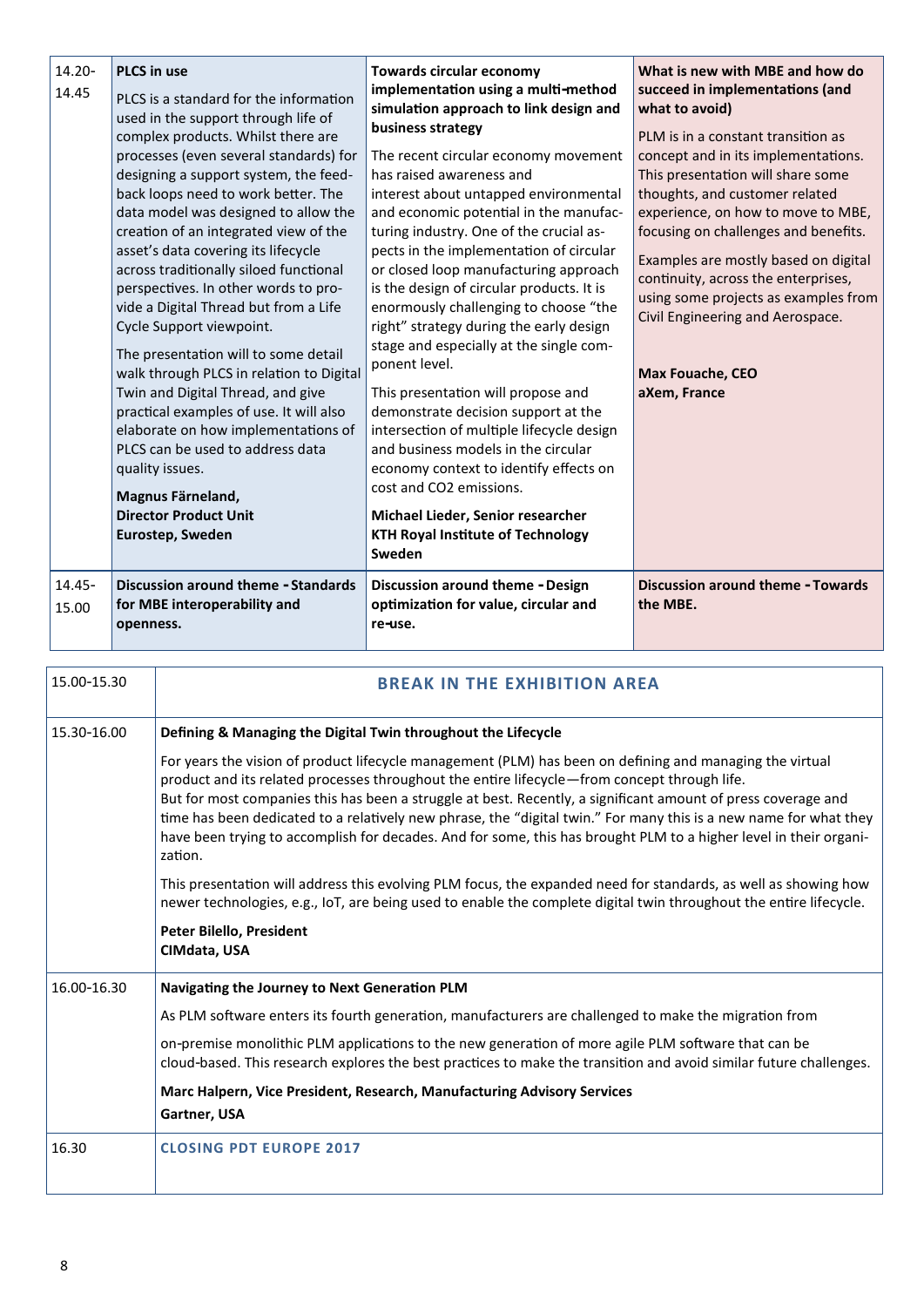| | | | |
|---|---|---|---|
| 14.20-14.45 | **PLCS in use**<br><br>PLCS is a standard for the information used in the support through life of complex products. Whilst there are processes (even several standards) for designing a support system, the feed-back loops need to work better. The data model was designed to allow the creation of an integrated view of the asset's data covering its lifecycle across traditionally siloed functional perspectives. In other words to provide a Digital Thread but from a Life Cycle Support viewpoint.<br><br>The presentation will to some detail walk through PLCS in relation to Digital Twin and Digital Thread, and give practical examples of use. It will also elaborate on how implementations of PLCS can be used to address data quality issues.<br><br>**Magnus Färneland,**<br>**Director Product Unit**<br>**Eurostep, Sweden** | **Towards circular economy implementation using a multi-method simulation approach to link design and business strategy**<br><br>The recent circular economy movement has raised awareness and interest about untapped environmental and economic potential in the manufacturing industry. One of the crucial aspects in the implementation of circular or closed loop manufacturing approach is the design of circular products. It is enormously challenging to choose "the right" strategy during the early design stage and especially at the single component level.<br><br>This presentation will propose and demonstrate decision support at the intersection of multiple lifecycle design and business models in the circular economy context to identify effects on cost and CO2 emissions.<br><br>**Michael Lieder, Senior researcher**<br>**KTH Royal Institute of Technology**<br>**Sweden** | **What is new with MBE and how do succeed in implementations (and what to avoid)**<br><br>PLM is in a constant transition as concept and in its implementations. This presentation will share some thoughts, and customer related experience, on how to move to MBE, focusing on challenges and benefits.<br><br>Examples are mostly based on digital continuity, across the enterprises, using some projects as examples from Civil Engineering and Aerospace.<br><br>**Max Fouache, CEO**<br>**aXem, France** |
| 14.45-15.00 | **Discussion around theme - Standards for MBE interoperability and openness.** | **Discussion around theme - Design optimization for value, circular and re-use.** | **Discussion around theme - Towards the MBE.** |

| | |
|---|---|
| 15.00-15.30 | **BREAK IN THE EXHIBITION AREA** |
| 15.30-16.00 | **Defining & Managing the Digital Twin throughout the Lifecycle**<br><br>For years the vision of product lifecycle management (PLM) has been on defining and managing the virtual product and its related processes throughout the entire lifecycle—from concept through life. But for most companies this has been a struggle at best. Recently, a significant amount of press coverage and time has been dedicated to a relatively new phrase, the "digital twin." For many this is a new name for what they have been trying to accomplish for decades. And for some, this has brought PLM to a higher level in their organization.<br><br>This presentation will address this evolving PLM focus, the expanded need for standards, as well as showing how newer technologies, e.g., IoT, are being used to enable the complete digital twin throughout the entire lifecycle.<br><br>**Peter Bilello, President**<br>**CIMdata, USA** |
| 16.00-16.30 | **Navigating the Journey to Next Generation PLM**<br><br>As PLM software enters its fourth generation, manufacturers are challenged to make the migration from<br><br>on-premise monolithic PLM applications to the new generation of more agile PLM software that can be cloud-based. This research explores the best practices to make the transition and avoid similar future challenges.<br><br>**Marc Halpern, Vice President, Research, Manufacturing Advisory Services**<br>**Gartner, USA** |
| 16.30 | **CLOSING PDT EUROPE 2017** |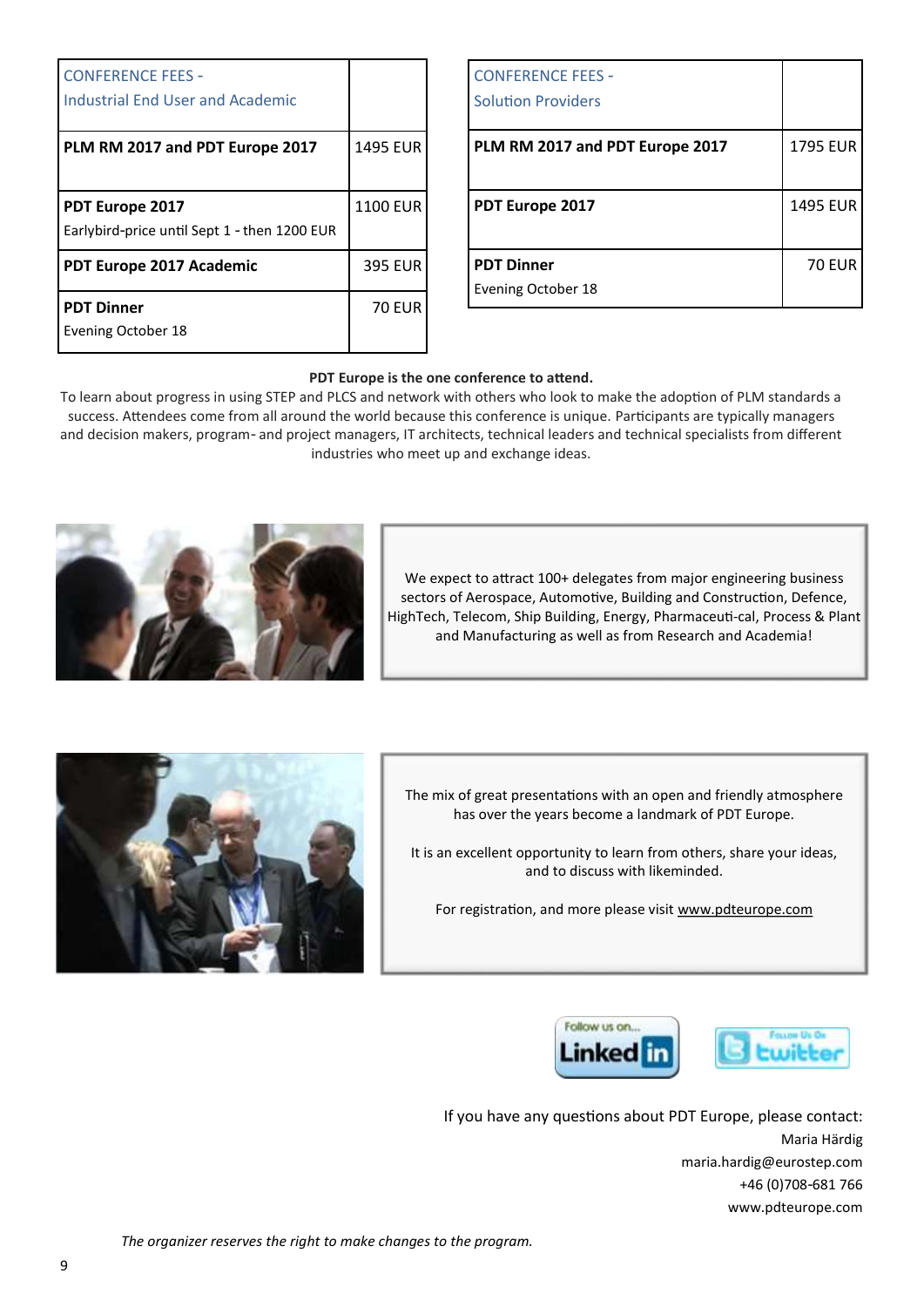| CONFERENCE FEES - Industrial End User and Academic | |
|---|---|
| **PLM RM 2017 and PDT Europe 2017** | 1495 EUR |
| **PDT Europe 2017** Earlybird-price until Sept 1 - then 1200 EUR | 1100 EUR |
| **PDT Europe 2017 Academic** | 395 EUR |
| **PDT Dinner** Evening October 18 | 70 EUR |

| CONFERENCE FEES - Solution Providers | |
|---|---|
| **PLM RM 2017 and PDT Europe 2017** | 1795 EUR |
| **PDT Europe 2017** | 1495 EUR |
| **PDT Dinner** Evening October 18 | 70 EUR |

**PDT Europe is the one conference to attend.**

To learn about progress in using STEP and PLCS and network with others who look to make the adoption of PLM standards a success. Attendees come from all around the world because this conference is unique. Participants are typically managers and decision makers, program- and project managers, IT architects, technical leaders and technical specialists from different industries who meet up and exchange ideas.

We expect to attract 100+ delegates from major engineering business sectors of Aerospace, Automotive, Building and Construction, Defence, HighTech, Telecom, Ship Building, Energy, Pharmaceuti-cal, Process & Plant and Manufacturing as well as from Research and Academia!

The mix of great presentations with an open and friendly atmosphere has over the years become a landmark of PDT Europe.

It is an excellent opportunity to learn from others, share your ideas, and to discuss with likeminded.

For registration, and more please visit www.pdteurope.com

Follow us on... LinkedIn

Follow Us On twitter

If you have any questions about PDT Europe, please contact:
Maria Härdig
maria.hardig@eurostep.com
+46 (0)708-681 766
www.pdteurope.com

*The organizer reserves the right to make changes to the program.*